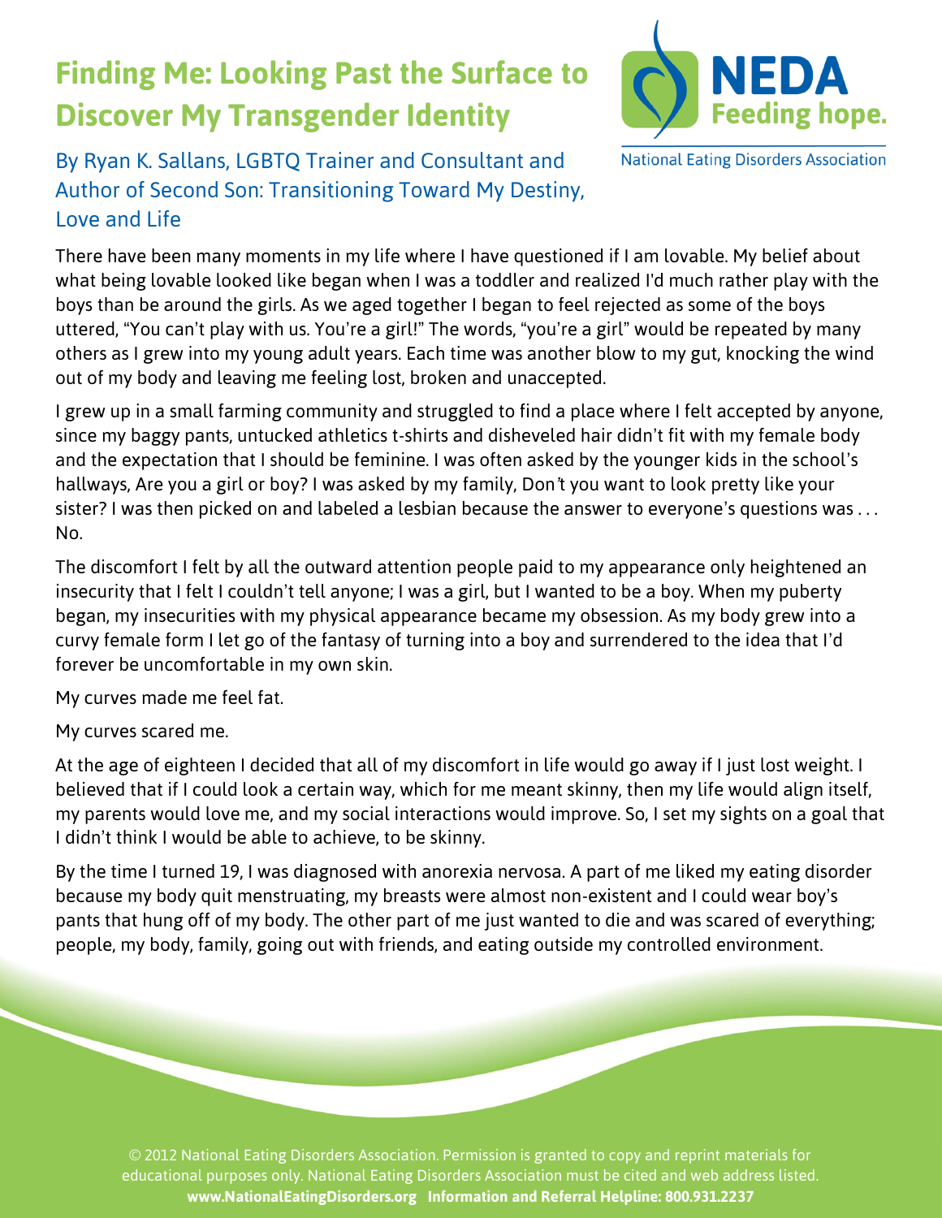# Finding Me: Looking Past the Surface to Discover My Transgender Identity

NEDA Feeding hope.
National Eating Disorders Association

By Ryan K. Sallans, LGBTQ Trainer and Consultant and Author of Second Son: Transitioning Toward My Destiny, Love and Life

There have been many moments in my life where I have questioned if I am lovable. My belief about what being lovable looked like began when I was a toddler and realized I'd much rather play with the boys than be around the girls. As we aged together I began to feel rejected as some of the boys uttered, "You can't play with us. You're a girl!" The words, "you're a girl" would be repeated by many others as I grew into my young adult years. Each time was another blow to my gut, knocking the wind out of my body and leaving me feeling lost, broken and unaccepted.

I grew up in a small farming community and struggled to find a place where I felt accepted by anyone, since my baggy pants, untucked athletics t-shirts and disheveled hair didn't fit with my female body and the expectation that I should be feminine. I was often asked by the younger kids in the school's hallways, Are you a girl or boy? I was asked by my family, Don't you want to look pretty like your sister? I was then picked on and labeled a lesbian because the answer to everyone's questions was . . . No.

The discomfort I felt by all the outward attention people paid to my appearance only heightened an insecurity that I felt I couldn't tell anyone; I was a girl, but I wanted to be a boy. When my puberty began, my insecurities with my physical appearance became my obsession. As my body grew into a curvy female form I let go of the fantasy of turning into a boy and surrendered to the idea that I'd forever be uncomfortable in my own skin.

My curves made me feel fat.

My curves scared me.

At the age of eighteen I decided that all of my discomfort in life would go away if I just lost weight. I believed that if I could look a certain way, which for me meant skinny, then my life would align itself, my parents would love me, and my social interactions would improve. So, I set my sights on a goal that I didn't think I would be able to achieve, to be skinny.

By the time I turned 19, I was diagnosed with anorexia nervosa. A part of me liked my eating disorder because my body quit menstruating, my breasts were almost non-existent and I could wear boy's pants that hung off of my body. The other part of me just wanted to die and was scared of everything; people, my body, family, going out with friends, and eating outside my controlled environment.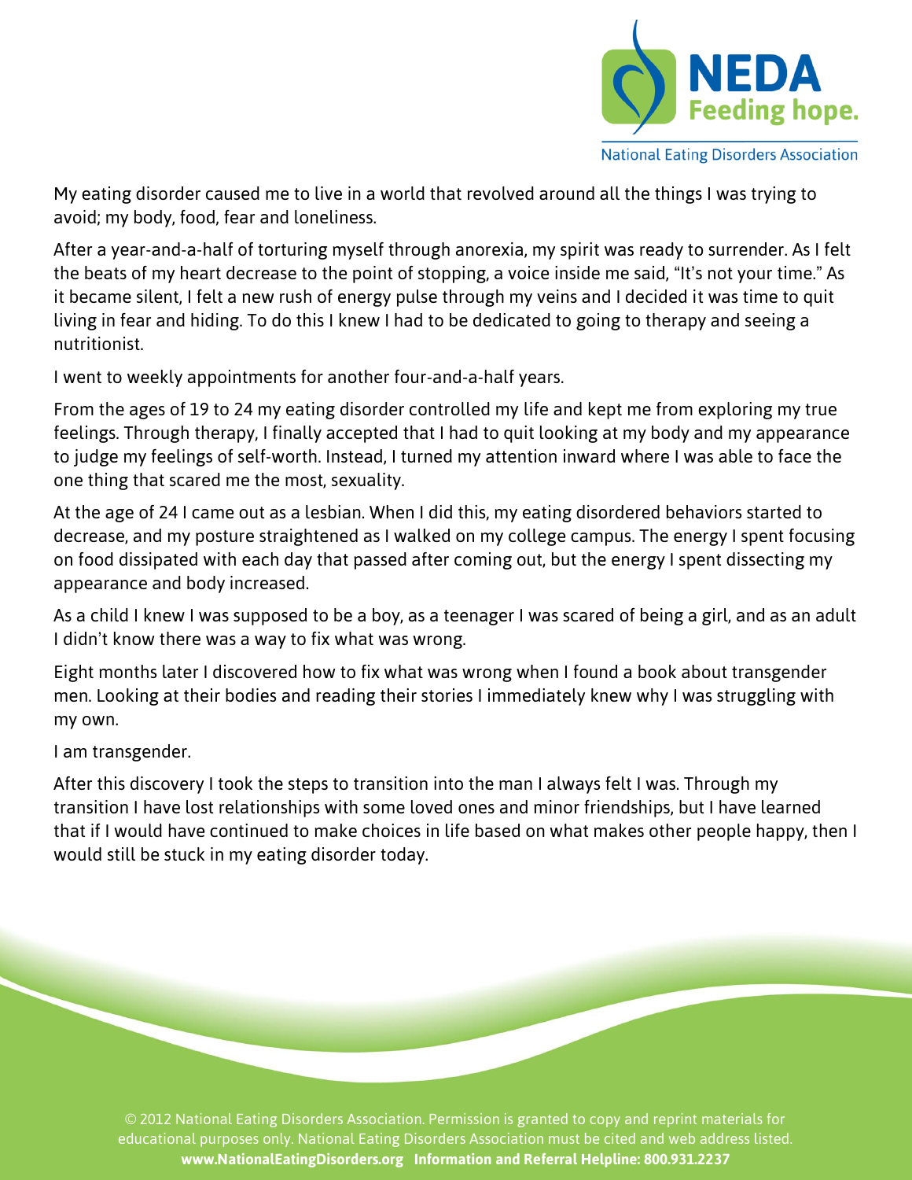My eating disorder caused me to live in a world that revolved around all the things I was trying to avoid; my body, food, fear and loneliness.

After a year-and-a-half of torturing myself through anorexia, my spirit was ready to surrender. As I felt the beats of my heart decrease to the point of stopping, a voice inside me said, "It's not your time." As it became silent, I felt a new rush of energy pulse through my veins and I decided it was time to quit living in fear and hiding. To do this I knew I had to be dedicated to going to therapy and seeing a nutritionist.

I went to weekly appointments for another four-and-a-half years.

From the ages of 19 to 24 my eating disorder controlled my life and kept me from exploring my true feelings. Through therapy, I finally accepted that I had to quit looking at my body and my appearance to judge my feelings of self-worth. Instead, I turned my attention inward where I was able to face the one thing that scared me the most, sexuality.

At the age of 24 I came out as a lesbian. When I did this, my eating disordered behaviors started to decrease, and my posture straightened as I walked on my college campus. The energy I spent focusing on food dissipated with each day that passed after coming out, but the energy I spent dissecting my appearance and body increased.

As a child I knew I was supposed to be a boy, as a teenager I was scared of being a girl, and as an adult I didn't know there was a way to fix what was wrong.

Eight months later I discovered how to fix what was wrong when I found a book about transgender men. Looking at their bodies and reading their stories I immediately knew why I was struggling with my own.

I am transgender.

After this discovery I took the steps to transition into the man I always felt I was. Through my transition I have lost relationships with some loved ones and minor friendships, but I have learned that if I would have continued to make choices in life based on what makes other people happy, then I would still be stuck in my eating disorder today.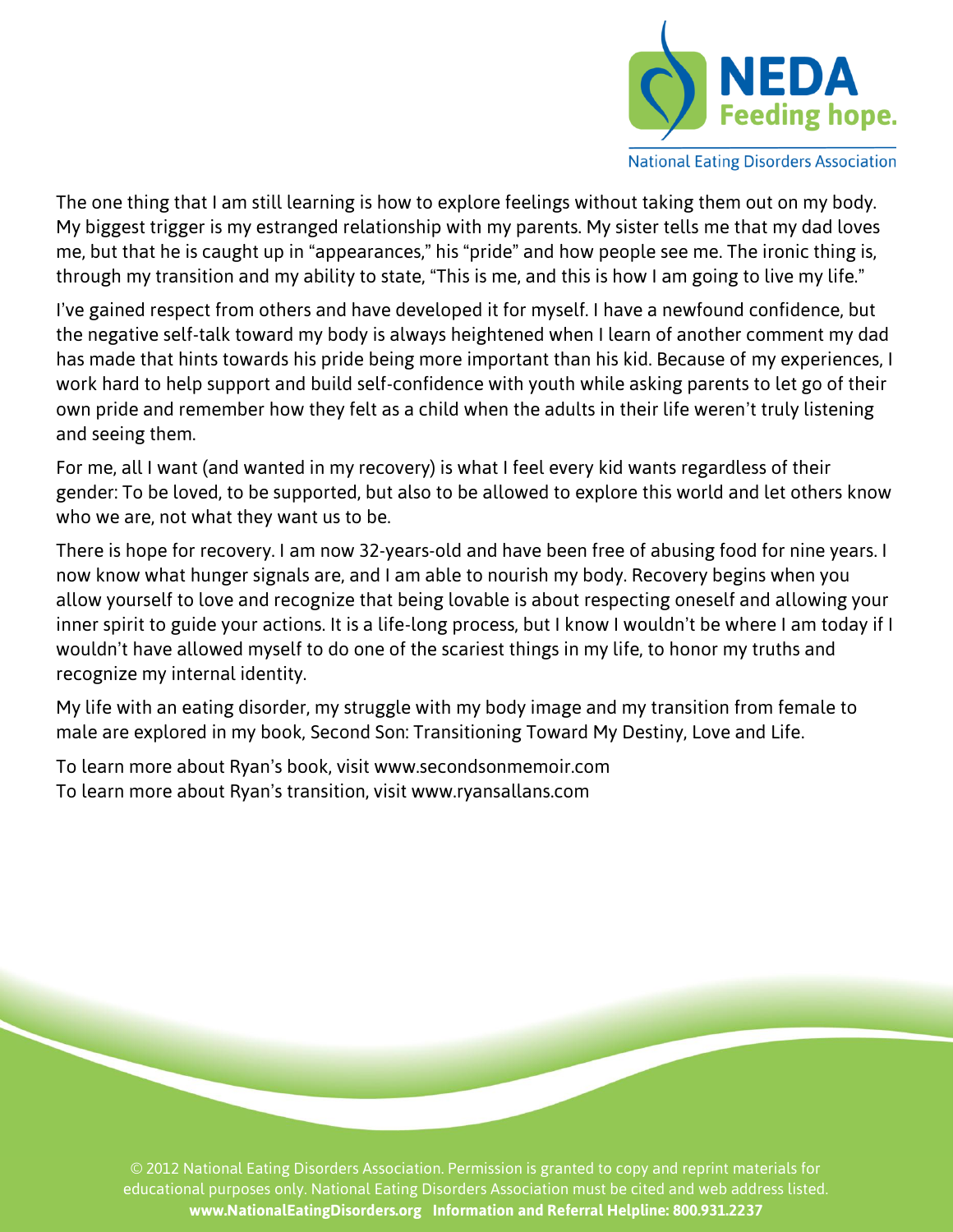The one thing that I am still learning is how to explore feelings without taking them out on my body. My biggest trigger is my estranged relationship with my parents. My sister tells me that my dad loves me, but that he is caught up in "appearances," his "pride" and how people see me. The ironic thing is, through my transition and my ability to state, "This is me, and this is how I am going to live my life."

I've gained respect from others and have developed it for myself. I have a newfound confidence, but the negative self-talk toward my body is always heightened when I learn of another comment my dad has made that hints towards his pride being more important than his kid. Because of my experiences, I work hard to help support and build self-confidence with youth while asking parents to let go of their own pride and remember how they felt as a child when the adults in their life weren't truly listening and seeing them.

For me, all I want (and wanted in my recovery) is what I feel every kid wants regardless of their gender: To be loved, to be supported, but also to be allowed to explore this world and let others know who we are, not what they want us to be.

There is hope for recovery. I am now 32-years-old and have been free of abusing food for nine years. I now know what hunger signals are, and I am able to nourish my body. Recovery begins when you allow yourself to love and recognize that being lovable is about respecting oneself and allowing your inner spirit to guide your actions. It is a life-long process, but I know I wouldn't be where I am today if I wouldn't have allowed myself to do one of the scariest things in my life, to honor my truths and recognize my internal identity.

My life with an eating disorder, my struggle with my body image and my transition from female to male are explored in my book, Second Son: Transitioning Toward My Destiny, Love and Life.

To learn more about Ryan's book, visit www.secondsonmemoir.com
To learn more about Ryan's transition, visit www.ryansallans.com